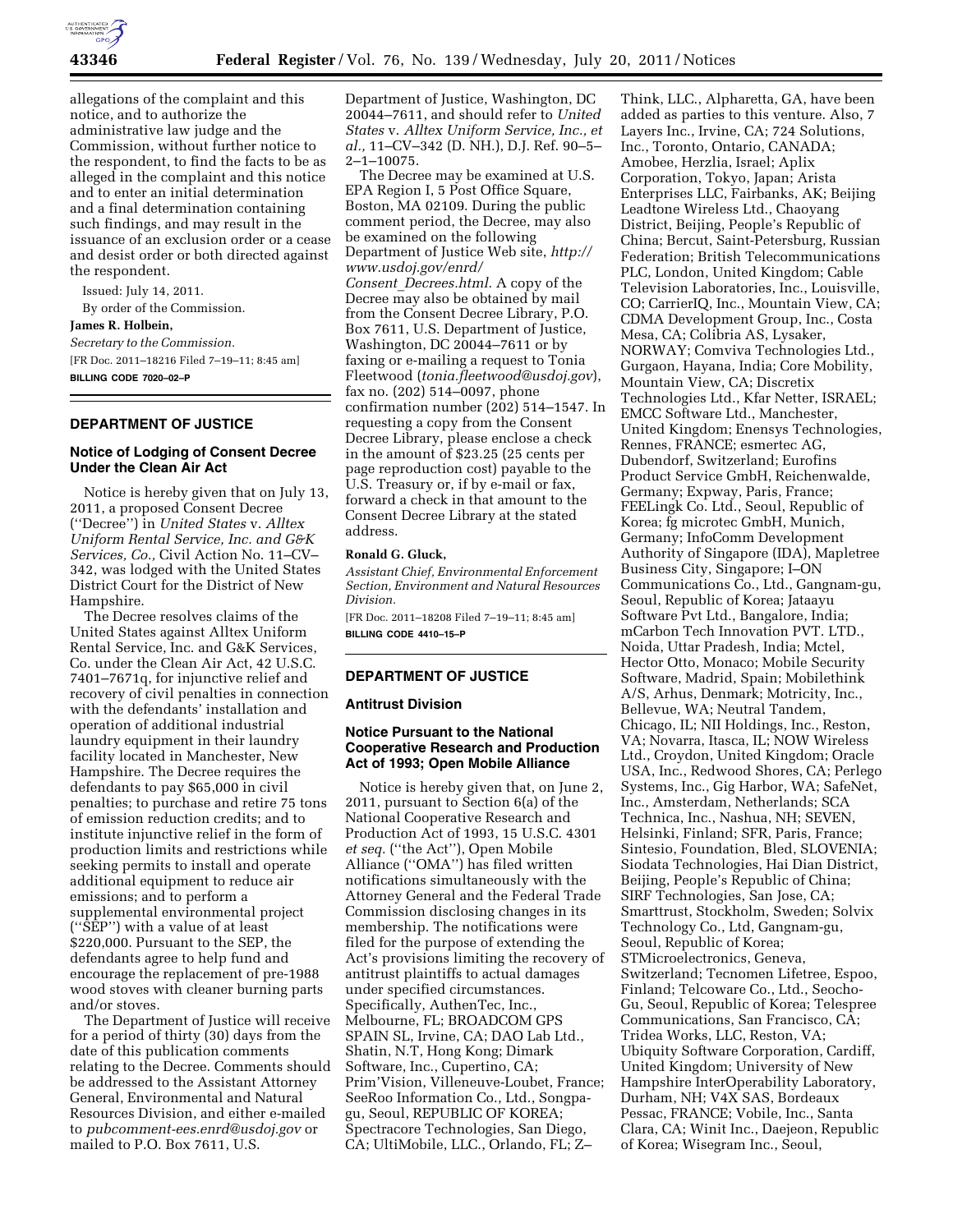allegations of the complaint and this notice, and to authorize the administrative law judge and the Commission, without further notice to the respondent, to find the facts to be as alleged in the complaint and this notice and to enter an initial determination and a final determination containing such findings, and may result in the issuance of an exclusion order or a cease and desist order or both directed against the respondent.

Issued: July 14, 2011.

By order of the Commission.

**James R. Holbein,**

*Secretary to the Commission.*

[FR Doc. 2011–18216 Filed 7–19–11; 8:45 am]

**BILLING CODE 7020–02–P**

---

## DEPARTMENT OF JUSTICE

### Notice of Lodging of Consent Decree Under the Clean Air Act

Notice is hereby given that on July 13, 2011, a proposed Consent Decree (''Decree'') in *United States* v. *Alltex Uniform Rental Service, Inc. and G&K Services, Co.,* Civil Action No. 11–CV–342, was lodged with the United States District Court for the District of New Hampshire.

The Decree resolves claims of the United States against Alltex Uniform Rental Service, Inc. and G&K Services, Co. under the Clean Air Act, 42 U.S.C. 7401–7671q, for injunctive relief and recovery of civil penalties in connection with the defendants' installation and operation of additional industrial laundry equipment in their laundry facility located in Manchester, New Hampshire. The Decree requires the defendants to pay $65,000 in civil penalties; to purchase and retire 75 tons of emission reduction credits; and to institute injunctive relief in the form of production limits and restrictions while seeking permits to install and operate additional equipment to reduce air emissions; and to perform a supplemental environmental project (''SEP'') with a value of at least $220,000. Pursuant to the SEP, the defendants agree to help fund and encourage the replacement of pre-1988 wood stoves with cleaner burning parts and/or stoves.

The Department of Justice will receive for a period of thirty (30) days from the date of this publication comments relating to the Decree. Comments should be addressed to the Assistant Attorney General, Environmental and Natural Resources Division, and either e-mailed to *pubcomment-ees.enrd@usdoj.gov* or mailed to P.O. Box 7611, U.S. Department of Justice, Washington, DC 20044–7611, and should refer to *United States* v. *Alltex Uniform Service, Inc., et al.,* 11–CV–342 (D. NH.), D.J. Ref. 90–5–2–1–10075.

The Decree may be examined at U.S. EPA Region I, 5 Post Office Square, Boston, MA 02109. During the public comment period, the Decree, may also be examined on the following Department of Justice Web site, *http://www.usdoj.gov/enrd/Consent_Decrees.html.* A copy of the Decree may also be obtained by mail from the Consent Decree Library, P.O. Box 7611, U.S. Department of Justice, Washington, DC 20044–7611 or by faxing or e-mailing a request to Tonia Fleetwood (*tonia.fleetwood@usdoj.gov*), fax no. (202) 514–0097, phone confirmation number (202) 514–1547. In requesting a copy from the Consent Decree Library, please enclose a check in the amount of $23.25 (25 cents per page reproduction cost) payable to the U.S. Treasury or, if by e-mail or fax, forward a check in that amount to the Consent Decree Library at the stated address.

**Ronald G. Gluck,**

*Assistant Chief, Environmental Enforcement Section, Environment and Natural Resources Division.*

[FR Doc. 2011–18208 Filed 7–19–11; 8:45 am]

**BILLING CODE 4410–15–P**

---

## DEPARTMENT OF JUSTICE

### Antitrust Division

### Notice Pursuant to the National Cooperative Research and Production Act of 1993; Open Mobile Alliance

Notice is hereby given that, on June 2, 2011, pursuant to Section 6(a) of the National Cooperative Research and Production Act of 1993, 15 U.S.C. 4301 *et seq.* (''the Act''), Open Mobile Alliance (''OMA'') has filed written notifications simultaneously with the Attorney General and the Federal Trade Commission disclosing changes in its membership. The notifications were filed for the purpose of extending the Act's provisions limiting the recovery of antitrust plaintiffs to actual damages under specified circumstances. Specifically, AuthenTec, Inc., Melbourne, FL; BROADCOM GPS SPAIN SL, Irvine, CA; DAO Lab Ltd., Shatin, N.T, Hong Kong; Dimark Software, Inc., Cupertino, CA; Prim'Vision, Villeneuve-Loubet, France; SeeRoo Information Co., Ltd., Songpa-gu, Seoul, REPUBLIC OF KOREA; Spectracore Technologies, San Diego, CA; UltiMobile, LLC., Orlando, FL; Z–Think, LLC., Alpharetta, GA, have been added as parties to this venture. Also, 7 Layers Inc., Irvine, CA; 724 Solutions, Inc., Toronto, Ontario, CANADA; Amobee, Herzlia, Israel; Aplix Corporation, Tokyo, Japan; Arista Enterprises LLC, Fairbanks, AK; Beijing Leadtone Wireless Ltd., Chaoyang District, Beijing, People's Republic of China; Bercut, Saint-Petersburg, Russian Federation; British Telecommunications PLC, London, United Kingdom; Cable Television Laboratories, Inc., Louisville, CO; CarrierIQ, Inc., Mountain View, CA; CDMA Development Group, Inc., Costa Mesa, CA; Colibria AS, Lysaker, NORWAY; Comviva Technologies Ltd., Gurgaon, Hayana, India; Core Mobility, Mountain View, CA; Discretix Technologies Ltd., Kfar Netter, ISRAEL; EMCC Software Ltd., Manchester, United Kingdom; Enensys Technologies, Rennes, FRANCE; esmertec AG, Dubendorf, Switzerland; Eurofins Product Service GmbH, Reichenwalde, Germany; Expway, Paris, France; FEELingk Co. Ltd., Seoul, Republic of Korea; fg microtec GmbH, Munich, Germany; InfoComm Development Authority of Singapore (IDA), Mapletree Business City, Singapore; I–ON Communications Co., Ltd., Gangnam-gu, Seoul, Republic of Korea; Jataayu Software Pvt Ltd., Bangalore, India; mCarbon Tech Innovation PVT. LTD., Noida, Uttar Pradesh, India; Mctel, Hector Otto, Monaco; Mobile Security Software, Madrid, Spain; Mobilethink A/S, Arhus, Denmark; Motricity, Inc., Bellevue, WA; Neutral Tandem, Chicago, IL; NII Holdings, Inc., Reston, VA; Novarra, Itasca, IL; NOW Wireless Ltd., Croydon, United Kingdom; Oracle USA, Inc., Redwood Shores, CA; Perlego Systems, Inc., Gig Harbor, WA; SafeNet, Inc., Amsterdam, Netherlands; SCA Technica, Inc., Nashua, NH; SEVEN, Helsinki, Finland; SFR, Paris, France; Sintesio, Foundation, Bled, SLOVENIA; Siodata Technologies, Hai Dian District, Beijing, People's Republic of China; SIRF Technologies, San Jose, CA; Smarttrust, Stockholm, Sweden; Solvix Technology Co., Ltd, Gangnam-gu, Seoul, Republic of Korea; STMicroelectronics, Geneva, Switzerland; Tecnomen Lifetree, Espoo, Finland; Telcoware Co., Ltd., Seocho-Gu, Seoul, Republic of Korea; Telespree Communications, San Francisco, CA; Tridea Works, LLC, Reston, VA; Ubiquity Software Corporation, Cardiff, United Kingdom; University of New Hampshire InterOperability Laboratory, Durham, NH; V4X SAS, Bordeaux Pessac, FRANCE; Vobile, Inc., Santa Clara, CA; Winit Inc., Daejeon, Republic of Korea; Wisegram Inc., Seoul,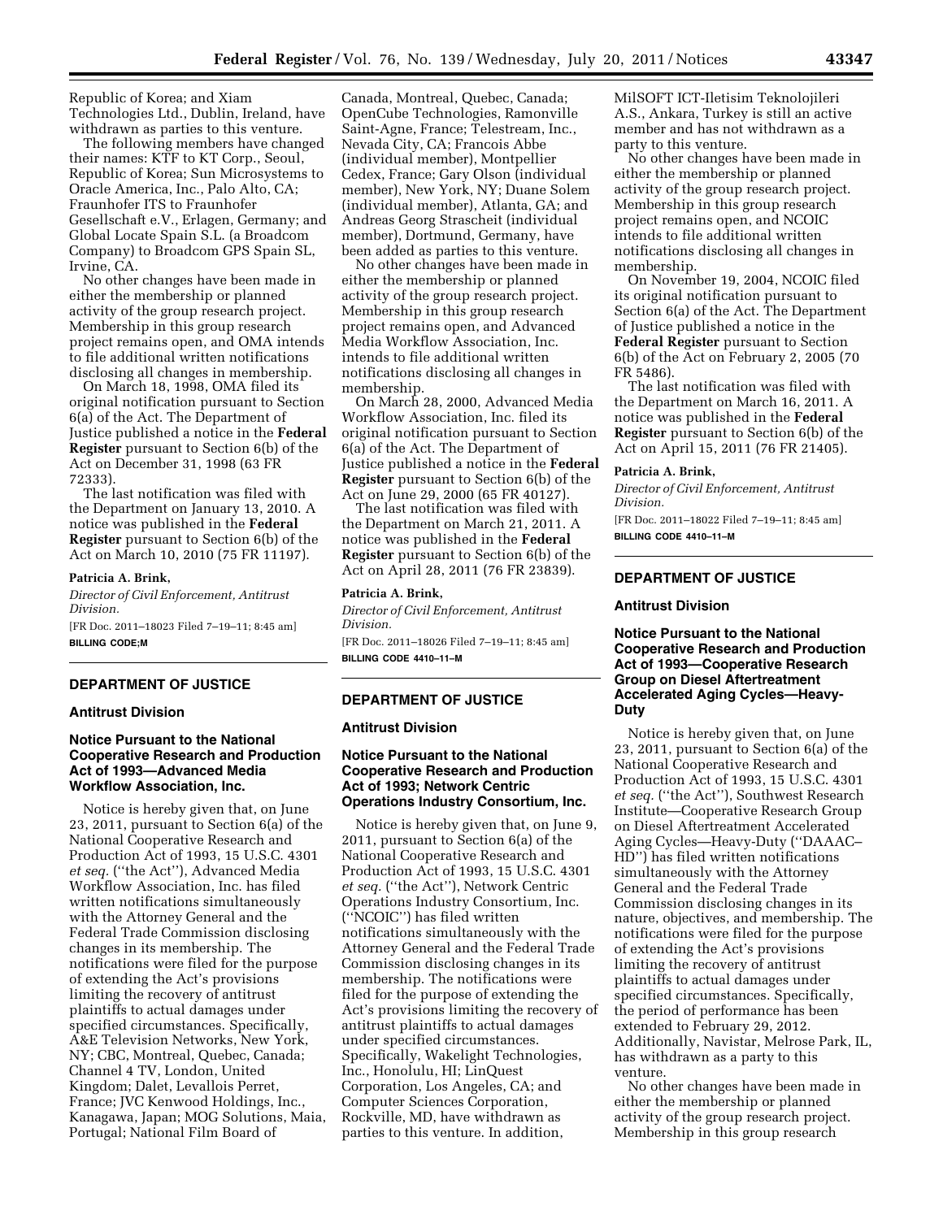Republic of Korea; and Xiam Technologies Ltd., Dublin, Ireland, have withdrawn as parties to this venture.

The following members have changed their names: KTF to KT Corp., Seoul, Republic of Korea; Sun Microsystems to Oracle America, Inc., Palo Alto, CA; Fraunhofer ITS to Fraunhofer Gesellschaft e.V., Erlagen, Germany; and Global Locate Spain S.L. (a Broadcom Company) to Broadcom GPS Spain SL, Irvine, CA.

No other changes have been made in either the membership or planned activity of the group research project. Membership in this group research project remains open, and OMA intends to file additional written notifications disclosing all changes in membership.

On March 18, 1998, OMA filed its original notification pursuant to Section 6(a) of the Act. The Department of Justice published a notice in the **Federal Register** pursuant to Section 6(b) of the Act on December 31, 1998 (63 FR 72333).

The last notification was filed with the Department on January 13, 2010. A notice was published in the **Federal Register** pursuant to Section 6(b) of the Act on March 10, 2010 (75 FR 11197).

**Patricia A. Brink,**

*Director of Civil Enforcement, Antitrust Division.*

[FR Doc. 2011–18023 Filed 7–19–11; 8:45 am]

**BILLING CODE;M**

## DEPARTMENT OF JUSTICE

### Antitrust Division

### Notice Pursuant to the National Cooperative Research and Production Act of 1993—Advanced Media Workflow Association, Inc.

Notice is hereby given that, on June 23, 2011, pursuant to Section 6(a) of the National Cooperative Research and Production Act of 1993, 15 U.S.C. 4301 *et seq.* (''the Act''), Advanced Media Workflow Association, Inc. has filed written notifications simultaneously with the Attorney General and the Federal Trade Commission disclosing changes in its membership. The notifications were filed for the purpose of extending the Act's provisions limiting the recovery of antitrust plaintiffs to actual damages under specified circumstances. Specifically, A&E Television Networks, New York, NY; CBC, Montreal, Quebec, Canada; Channel 4 TV, London, United Kingdom; Dalet, Levallois Perret, France; JVC Kenwood Holdings, Inc., Kanagawa, Japan; MOG Solutions, Maia, Portugal; National Film Board of Canada, Montreal, Quebec, Canada; OpenCube Technologies, Ramonville Saint-Agne, France; Telestream, Inc., Nevada City, CA; Francois Abbe (individual member), Montpellier Cedex, France; Gary Olson (individual member), New York, NY; Duane Solem (individual member), Atlanta, GA; and Andreas Georg Straschelt (individual member), Dortmund, Germany, have been added as parties to this venture.

No other changes have been made in either the membership or planned activity of the group research project. Membership in this group research project remains open, and Advanced Media Workflow Association, Inc. intends to file additional written notifications disclosing all changes in membership.

On March 28, 2000, Advanced Media Workflow Association, Inc. filed its original notification pursuant to Section 6(a) of the Act. The Department of Justice published a notice in the **Federal Register** pursuant to Section 6(b) of the Act on June 29, 2000 (65 FR 40127).

The last notification was filed with the Department on March 21, 2011. A notice was published in the **Federal Register** pursuant to Section 6(b) of the Act on April 28, 2011 (76 FR 23839).

**Patricia A. Brink,**

*Director of Civil Enforcement, Antitrust Division.*

[FR Doc. 2011–18026 Filed 7–19–11; 8:45 am]

**BILLING CODE 4410–11–M**

## DEPARTMENT OF JUSTICE

### Antitrust Division

### Notice Pursuant to the National Cooperative Research and Production Act of 1993; Network Centric Operations Industry Consortium, Inc.

Notice is hereby given that, on June 9, 2011, pursuant to Section 6(a) of the National Cooperative Research and Production Act of 1993, 15 U.S.C. 4301 *et seq.* (''the Act''), Network Centric Operations Industry Consortium, Inc. (''NCOIC'') has filed written notifications simultaneously with the Attorney General and the Federal Trade Commission disclosing changes in its membership. The notifications were filed for the purpose of extending the Act's provisions limiting the recovery of antitrust plaintiffs to actual damages under specified circumstances. Specifically, Wakelight Technologies, Inc., Honolulu, HI; LinQuest Corporation, Los Angeles, CA; and Computer Sciences Corporation, Rockville, MD, have withdrawn as parties to this venture. In addition, MilSOFT ICT-Iletisim Teknolojileri A.S., Ankara, Turkey is still an active member and has not withdrawn as a party to this venture.

No other changes have been made in either the membership or planned activity of the group research project. Membership in this group research project remains open, and NCOIC intends to file additional written notifications disclosing all changes in membership.

On November 19, 2004, NCOIC filed its original notification pursuant to Section 6(a) of the Act. The Department of Justice published a notice in the **Federal Register** pursuant to Section 6(b) of the Act on February 2, 2005 (70 FR 5486).

The last notification was filed with the Department on March 16, 2011. A notice was published in the **Federal Register** pursuant to Section 6(b) of the Act on April 15, 2011 (76 FR 21405).

**Patricia A. Brink,**

*Director of Civil Enforcement, Antitrust Division.*

[FR Doc. 2011–18022 Filed 7–19–11; 8:45 am]

**BILLING CODE 4410–11–M**

## DEPARTMENT OF JUSTICE

### Antitrust Division

### Notice Pursuant to the National Cooperative Research and Production Act of 1993—Cooperative Research Group on Diesel Aftertreatment Accelerated Aging Cycles—Heavy-Duty

Notice is hereby given that, on June 23, 2011, pursuant to Section 6(a) of the National Cooperative Research and Production Act of 1993, 15 U.S.C. 4301 *et seq.* (''the Act''), Southwest Research Institute—Cooperative Research Group on Diesel Aftertreatment Accelerated Aging Cycles—Heavy-Duty (''DAAAC–HD'') has filed written notifications simultaneously with the Attorney General and the Federal Trade Commission disclosing changes in its nature, objectives, and membership. The notifications were filed for the purpose of extending the Act's provisions limiting the recovery of antitrust plaintiffs to actual damages under specified circumstances. Specifically, the period of performance has been extended to February 29, 2012. Additionally, Navistar, Melrose Park, IL, has withdrawn as a party to this venture.

No other changes have been made in either the membership or planned activity of the group research project. Membership in this group research